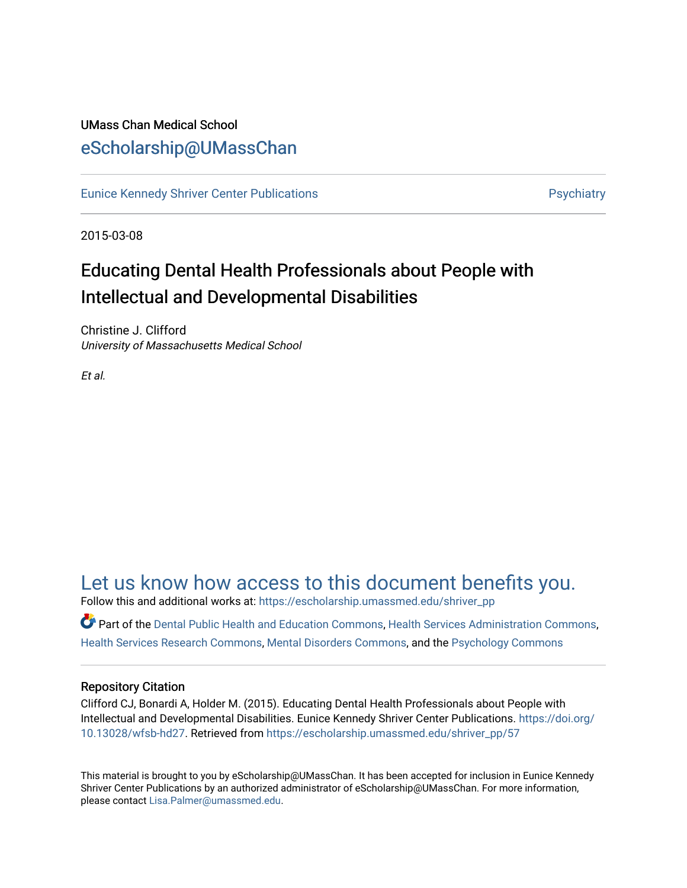UMass Chan Medical School

eScholarship@UMassChan

Eunice Kennedy Shriver Center Publications

Psychiatry

2015-03-08

# Educating Dental Health Professionals about People with Intellectual and Developmental Disabilities

Christine J. Clifford
*University of Massachusetts Medical School*

*Et al.*

Let us know how access to this document benefits you.

Follow this and additional works at: https://escholarship.umassmed.edu/shriver_pp

Part of the Dental Public Health and Education Commons, Health Services Administration Commons, Health Services Research Commons, Mental Disorders Commons, and the Psychology Commons

## Repository Citation

Clifford CJ, Bonardi A, Holder M. (2015). Educating Dental Health Professionals about People with Intellectual and Developmental Disabilities. Eunice Kennedy Shriver Center Publications. https://doi.org/10.13028/wfsb-hd27. Retrieved from https://escholarship.umassmed.edu/shriver_pp/57

This material is brought to you by eScholarship@UMassChan. It has been accepted for inclusion in Eunice Kennedy Shriver Center Publications by an authorized administrator of eScholarship@UMassChan. For more information, please contact Lisa.Palmer@umassmed.edu.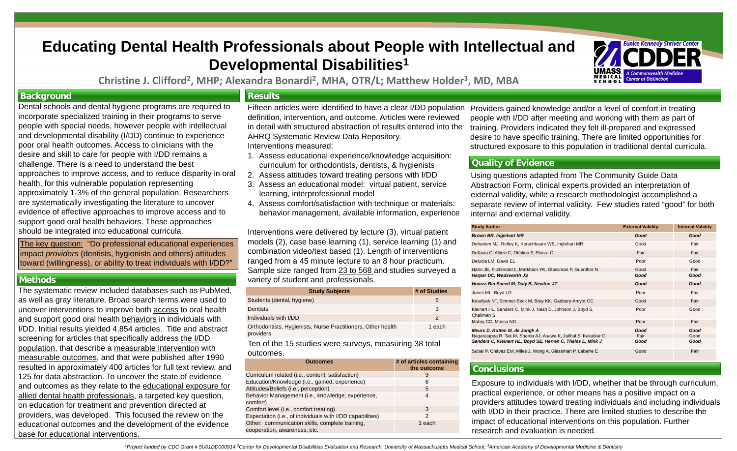# Educating Dental Health Professionals about People with Intellectual and Developmental Disabilities[1]

**Christine J. Clifford[2], MHP; Alexandra Bonardi[2], MHA, OTR/L; Matthew Holder[3], MD, MBA**

Eunice Kennedy Shriver Center CDDER
UMASS MEDICAL SCHOOL
A Commonwealth Medicine Center of Distinction

## Background

Dental schools and dental hygiene programs are required to incorporate specialized training in their programs to serve people with special needs, however people with intellectual and developmental disability (I/DD) continue to experience poor oral health outcomes. Access to clinicians with the desire and skill to care for people with I/DD remains a challenge. There is a need to understand the best approaches to improve access, and to reduce disparity in oral health, for this vulnerable population representing approximately 1-3% of the general population. Researchers are systematically investigating the literature to uncover evidence of effective approaches to improve access and to support good oral health behaviors. These approaches should be integrated into educational curricula.

<u>The key question:</u> "Do professional educational experiences impact *providers* (dentists, hygienists and others) attitudes toward (willingness), or ability to treat individuals with I/DD?"

## Methods

The systematic review included databases such as PubMed, as well as gray literature. Broad search terms were used to uncover interventions to improve both <u>access</u> to oral health and support good oral health <u>behaviors</u> in individuals with I/DD. Initial results yielded 4,854 articles. Title and abstract screening for articles that specifically address <u>the I/DD population</u>, that describe a <u>measurable intervention</u> with <u>measurable outcomes</u>, and that were published after 1990 resulted in approximately 400 articles for full text review, and 125 for data abstraction. To uncover the state of evidence and outcomes as they relate to the <u>educational exposure for allied dental health professionals</u>, a targeted key question, on education for treatment and prevention directed at providers, was developed. This focused the review on the educational outcomes and the development of the evidence base for educational interventions.

## Results

Fifteen articles were identified to have a clear I/DD population definition, intervention, and outcome. Articles were reviewed in detail with structured abstraction of results entered into the AHRQ Systematic Review Data Repository.

Interventions measured:

1. Assess educational experience/knowledge acquisition: curriculum for orthodontists, dentists, & hygienists
2. Assess attitudes toward treating persons with I/DD
3. Assess an educational model: virtual patient, service learning, interprofessional model
4. Assess comfort/satisfaction with technique or materials: behavior management, available information, experience

Interventions were delivered by lecture (3), virtual patient models (2), case base learning (1), service learning (1) and combination video/text based (1). Length of interventions ranged from a 45 minute lecture to an 8 hour practicum. Sample size ranged from <u>23 to 568</u> and studies surveyed a variety of student and professionals.

| Study Subjects | # of Studies |
|---|---|
| Students (dental, hygiene) | 6 |
| Dentists | 3 |
| Individuals with I/DD | 2 |
| Orthodontists, Hygienists, Nurse Practitioners, Other health providers | 1 each |

Ten of the 15 studies were surveys, measuring 38 total outcomes.

| Outcomes | # of articles containing the outcome |
|---|---|
| Curriculum related (i.e., content, satisfaction) | 9 |
| Education/Knowledge (i.e., gained, experience) | 6 |
| Attitudes/Beliefs (i.e., perception) | 5 |
| Behavior Management (i.e., knowledge, experience, comfort) | 4 |
| Comfort level (i.e., comfort treating) | 3 |
| Expectation (i.e., of individuals with I/DD capabilities) | 2 |
| Other: communication skills, complete training, cooperation, awareness, etc. | 1 each |

Providers gained knowledge and/or a level of comfort in treating people with I/DD after meeting and working with them as part of training. Providers indicated they felt ill-prepared and expressed desire to have specific training. There are limited opportunities for structured exposure to this population in traditional dental curricula.

## Quality of Evidence

Using questions adapted from The Community Guide Data Abstraction Form, clinical experts provided an interpretation of external validity, while a research methodologist accomplished a separate review of internal validity. Few studies rated "good" for both internal and external validity.

| Study Author | External Validity | Internal Validity |
|---|---|---|
| ***Brown BR, Inglehart MR*** | ***Good*** | ***Good*** |
| Dehaitem MJ, Ridley K, Kerschbaum WE, Inglehart MR | Good | Fair |
| Dellavia C, Allievi C, Ottolina P, Sforza C | Fair | Fair |
| Delucia LM, Davis EL | Poor | Good |
| Hahn JE, FitzGerald L, Markham YK, Glassman P, Guenther N | Good | Fair |
| ***Harper DC, Wadsworth JS*** | ***Good*** | ***Good*** |
| ***Humza Bin Saeed M, Daly B, Newton JT*** | ***Good*** | ***Good*** |
| Jones ML, Boyd LD | Poor | Fair |
| Keselyak NT, Simmer-Beck M, Bray KK, Gadbury-Amyot CC | Good | Fair |
| Kleinert HL, Sanders C, Mink J, Nash D, Johnson J, Boyd S, Challman S | Poor | Good |
| Mabry CC, Mosca NG | Poor | Fair |
| ***Meurs D, Rutten M, de Jongh A*** | ***Good*** | ***Good*** |
| Nagarajappa R, Tak M, Sharda AJ, Asawa K, Jalihal S, Kakatkar G | Fair | Good |
| ***Sanders C, Kleinert HL, Boyd SE, Herren C, Theiss L, Mink J*** | ***Good*** | ***Good*** |
| Subar P, Chávez EM, Miles J, Wong A, Glassman P, Labarre E | Good | Fair |

## Conclusions

Exposure to individuals with I/DD, whether that be through curriculum, practical experience, or other means has a positive impact on a providers attitudes toward treating individuals and including individuals with I/DD in their practice. There are limited studies to describe the impact of educational interventions on this population. Further research and evaluation is needed.

*[1]Project funded by CDC Grant # 5U01DD000914 [2]Center for Developmental Disabilities Evaluation and Research, University of Massachusetts Medical School; [3]American Academy of Developmental Medicine & Dentistry*